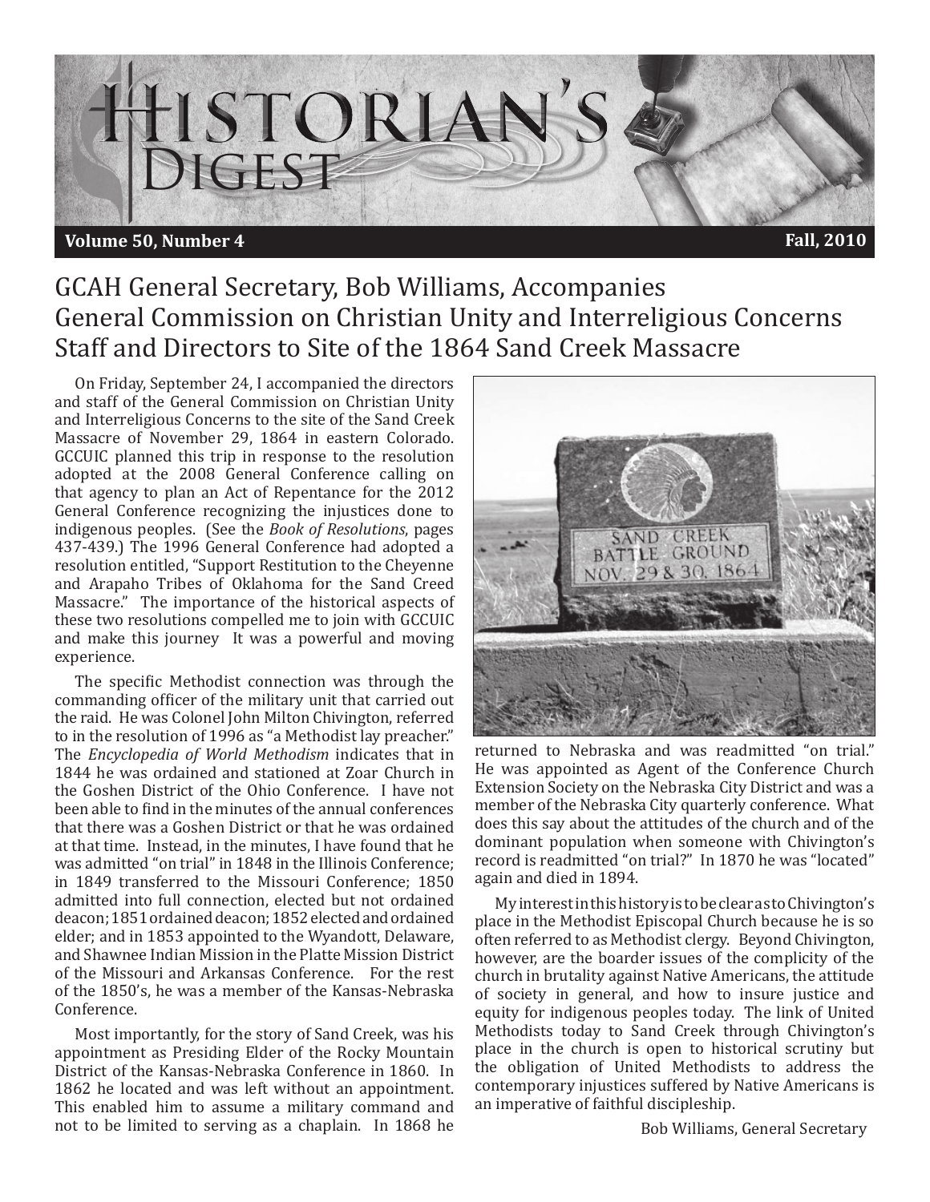# Historian's Digest

**Volume 50, Number 4** **Fall, 2010**

## GCAH General Secretary, Bob Williams, Accompanies General Commission on Christian Unity and Interreligious Concerns Staff and Directors to Site of the 1864 Sand Creek Massacre

On Friday, September 24, I accompanied the directors and staff of the General Commission on Christian Unity and Interreligious Concerns to the site of the Sand Creek Massacre of November 29, 1864 in eastern Colorado. GCCUIC planned this trip in response to the resolution adopted at the 2008 General Conference calling on that agency to plan an Act of Repentance for the 2012 General Conference recognizing the injustices done to indigenous peoples. (See the *Book of Resolutions*, pages 437-439.) The 1996 General Conference had adopted a resolution entitled, "Support Restitution to the Cheyenne and Arapaho Tribes of Oklahoma for the Sand Creed Massacre." The importance of the historical aspects of these two resolutions compelled me to join with GCCUIC and make this journey It was a powerful and moving experience.

The specific Methodist connection was through the commanding officer of the military unit that carried out the raid. He was Colonel John Milton Chivington, referred to in the resolution of 1996 as "a Methodist lay preacher." The *Encyclopedia of World Methodism* indicates that in 1844 he was ordained and stationed at Zoar Church in the Goshen District of the Ohio Conference. I have not been able to find in the minutes of the annual conferences that there was a Goshen District or that he was ordained at that time. Instead, in the minutes, I have found that he was admitted "on trial" in 1848 in the Illinois Conference; in 1849 transferred to the Missouri Conference; 1850 admitted into full connection, elected but not ordained deacon; 1851 ordained deacon; 1852 elected and ordained elder; and in 1853 appointed to the Wyandott, Delaware, and Shawnee Indian Mission in the Platte Mission District of the Missouri and Arkansas Conference. For the rest of the 1850's, he was a member of the Kansas-Nebraska Conference.

Most importantly, for the story of Sand Creek, was his appointment as Presiding Elder of the Rocky Mountain District of the Kansas-Nebraska Conference in 1860. In 1862 he located and was left without an appointment. This enabled him to assume a military command and not to be limited to serving as a chaplain. In 1868 he returned to Nebraska and was readmitted "on trial." He was appointed as Agent of the Conference Church Extension Society on the Nebraska City District and was a member of the Nebraska City quarterly conference. What does this say about the attitudes of the church and of the dominant population when someone with Chivington's record is readmitted "on trial?" In 1870 he was "located" again and died in 1894.

My interest in this history is to be clear as to Chivington's place in the Methodist Episcopal Church because he is so often referred to as Methodist clergy. Beyond Chivington, however, are the boarder issues of the complicity of the church in brutality against Native Americans, the attitude of society in general, and how to insure justice and equity for indigenous peoples today. The link of United Methodists today to Sand Creek through Chivington's place in the church is open to historical scrutiny but the obligation of United Methodists to address the contemporary injustices suffered by Native Americans is an imperative of faithful discipleship.

Bob Williams, General Secretary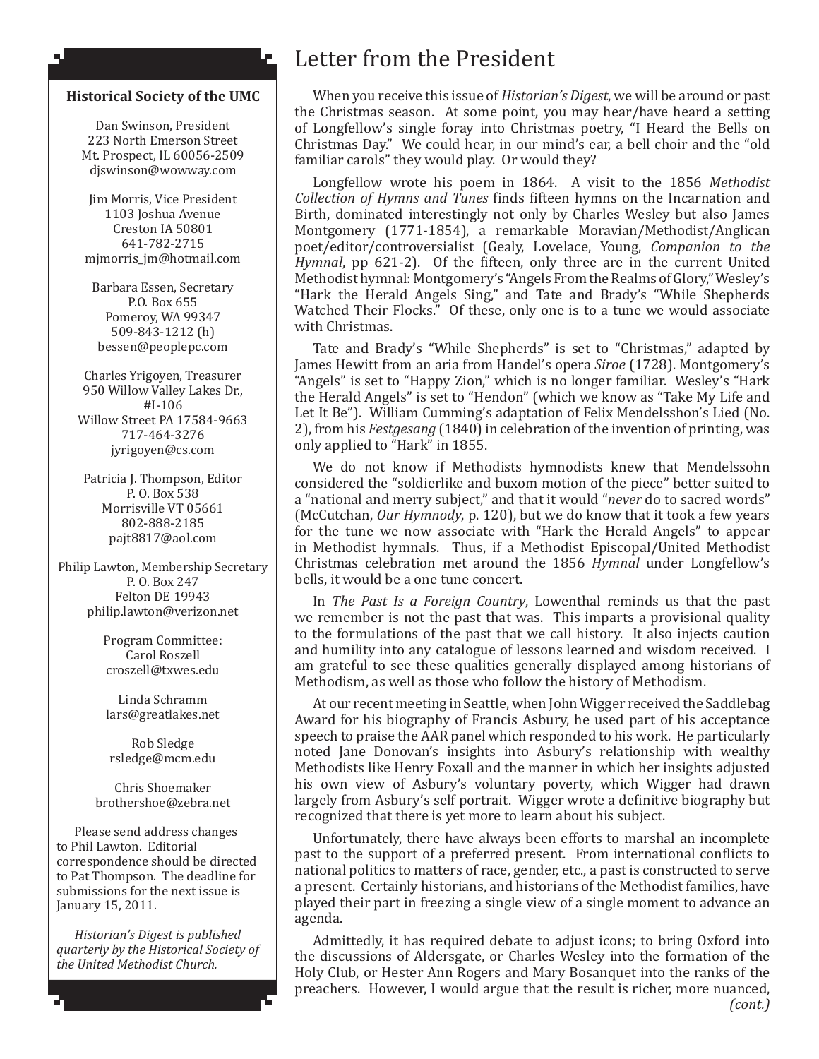### Historical Society of the UMC

Dan Swinson, President
223 North Emerson Street
Mt. Prospect, IL 60056-2509
djswinson@wowway.com

Jim Morris, Vice President
1103 Joshua Avenue
Creston IA 50801
641-782-2715
mjmorris_jm@hotmail.com

Barbara Essen, Secretary
P.O. Box 655
Pomeroy, WA 99347
509-843-1212 (h)
bessen@peoplepc.com

Charles Yrigoyen, Treasurer
950 Willow Valley Lakes Dr.,
#I-106
Willow Street PA 17584-9663
717-464-3276
jyrigoyen@cs.com

Patricia J. Thompson, Editor
P. O. Box 538
Morrisville VT 05661
802-888-2185
pajt8817@aol.com

Philip Lawton, Membership Secretary
P. O. Box 247
Felton DE 19943
philip.lawton@verizon.net

Program Committee:
Carol Roszell
croszell@txwes.edu

Linda Schramm
lars@greatlakes.net

Rob Sledge
rsledge@mcm.edu

Chris Shoemaker
brothershoe@zebra.net

Please send address changes to Phil Lawton. Editorial correspondence should be directed to Pat Thompson. The deadline for submissions for the next issue is January 15, 2011.

*Historian's Digest is published quarterly by the Historical Society of the United Methodist Church.*

# Letter from the President

When you receive this issue of *Historian's Digest*, we will be around or past the Christmas season. At some point, you may hear/have heard a setting of Longfellow's single foray into Christmas poetry, "I Heard the Bells on Christmas Day." We could hear, in our mind's ear, a bell choir and the "old familiar carols" they would play. Or would they?

Longfellow wrote his poem in 1864. A visit to the 1856 *Methodist Collection of Hymns and Tunes* finds fifteen hymns on the Incarnation and Birth, dominated interestingly not only by Charles Wesley but also James Montgomery (1771-1854), a remarkable Moravian/Methodist/Anglican poet/editor/controversialist (Gealy, Lovelace, Young, *Companion to the Hymnal*, pp 621-2). Of the fifteen, only three are in the current United Methodist hymnal: Montgomery's "Angels From the Realms of Glory," Wesley's "Hark the Herald Angels Sing," and Tate and Brady's "While Shepherds Watched Their Flocks." Of these, only one is to a tune we would associate with Christmas.

Tate and Brady's "While Shepherds" is set to "Christmas," adapted by James Hewitt from an aria from Handel's opera *Siroe* (1728). Montgomery's "Angels" is set to "Happy Zion," which is no longer familiar. Wesley's "Hark the Herald Angels" is set to "Hendon" (which we know as "Take My Life and Let It Be"). William Cumming's adaptation of Felix Mendelsshon's Lied (No. 2), from his *Festgesang* (1840) in celebration of the invention of printing, was only applied to "Hark" in 1855.

We do not know if Methodists hymnodists knew that Mendelssohn considered the "soldierlike and buxom motion of the piece" better suited to a "national and merry subject," and that it would "*never* do to sacred words" (McCutchan, *Our Hymnody*, p. 120), but we do know that it took a few years for the tune we now associate with "Hark the Herald Angels" to appear in Methodist hymnals. Thus, if a Methodist Episcopal/United Methodist Christmas celebration met around the 1856 *Hymnal* under Longfellow's bells, it would be a one tune concert.

In *The Past Is a Foreign Country*, Lowenthal reminds us that the past we remember is not the past that was. This imparts a provisional quality to the formulations of the past that we call history. It also injects caution and humility into any catalogue of lessons learned and wisdom received. I am grateful to see these qualities generally displayed among historians of Methodism, as well as those who follow the history of Methodism.

At our recent meeting in Seattle, when John Wigger received the Saddlebag Award for his biography of Francis Asbury, he used part of his acceptance speech to praise the AAR panel which responded to his work. He particularly noted Jane Donovan's insights into Asbury's relationship with wealthy Methodists like Henry Foxall and the manner in which her insights adjusted his own view of Asbury's voluntary poverty, which Wigger had drawn largely from Asbury's self portrait. Wigger wrote a definitive biography but recognized that there is yet more to learn about his subject.

Unfortunately, there have always been efforts to marshal an incomplete past to the support of a preferred present. From international conflicts to national politics to matters of race, gender, etc., a past is constructed to serve a present. Certainly historians, and historians of the Methodist families, have played their part in freezing a single view of a single moment to advance an agenda.

Admittedly, it has required debate to adjust icons; to bring Oxford into the discussions of Aldersgate, or Charles Wesley into the formation of the Holy Club, or Hester Ann Rogers and Mary Bosanquet into the ranks of the preachers. However, I would argue that the result is richer, more nuanced,

*(cont.)*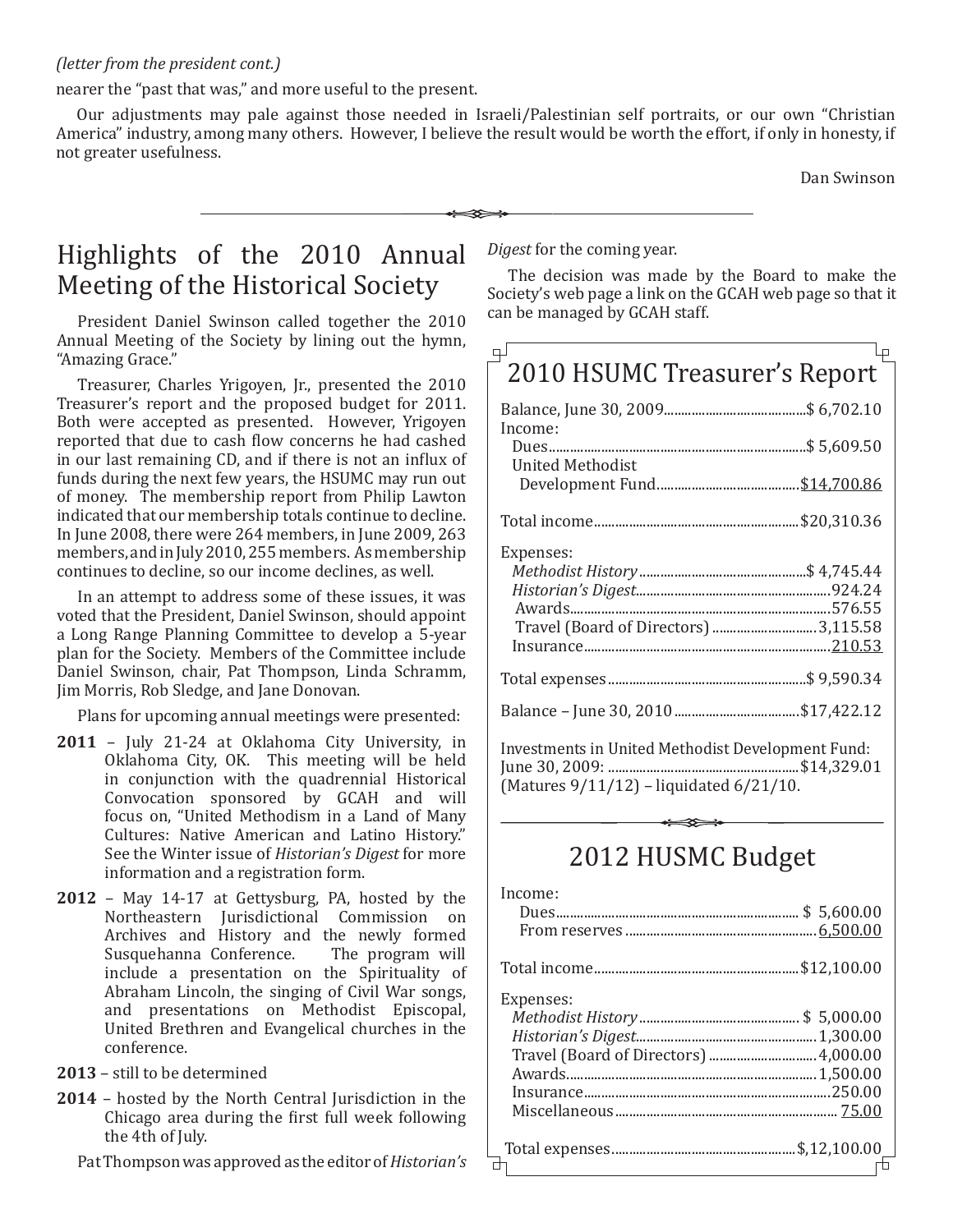*(letter from the president cont.)*

nearer the "past that was," and more useful to the present.

Our adjustments may pale against those needed in Israeli/Palestinian self portraits, or our own "Christian America" industry, among many others. However, I believe the result would be worth the effort, if only in honesty, if not greater usefulness.

Dan Swinson

## Highlights of the 2010 Annual Meeting of the Historical Society

President Daniel Swinson called together the 2010 Annual Meeting of the Society by lining out the hymn, "Amazing Grace."

Treasurer, Charles Yrigoyen, Jr., presented the 2010 Treasurer's report and the proposed budget for 2011. Both were accepted as presented. However, Yrigoyen reported that due to cash flow concerns he had cashed in our last remaining CD, and if there is not an influx of funds during the next few years, the HSUMC may run out of money. The membership report from Philip Lawton indicated that our membership totals continue to decline. In June 2008, there were 264 members, in June 2009, 263 members, and in July 2010, 255 members. As membership continues to decline, so our income declines, as well.

In an attempt to address some of these issues, it was voted that the President, Daniel Swinson, should appoint a Long Range Planning Committee to develop a 5-year plan for the Society. Members of the Committee include Daniel Swinson, chair, Pat Thompson, Linda Schramm, Jim Morris, Rob Sledge, and Jane Donovan.

Plans for upcoming annual meetings were presented:

**2011** – July 21-24 at Oklahoma City University, in Oklahoma City, OK. This meeting will be held in conjunction with the quadrennial Historical Convocation sponsored by GCAH and will focus on, "United Methodism in a Land of Many Cultures: Native American and Latino History." See the Winter issue of *Historian's Digest* for more information and a registration form.

**2012** – May 14-17 at Gettysburg, PA, hosted by the Northeastern Jurisdictional Commission on Archives and History and the newly formed Susquehanna Conference. The program will include a presentation on the Spirituality of Abraham Lincoln, the singing of Civil War songs, and presentations on Methodist Episcopal, United Brethren and Evangelical churches in the conference.

**2013** – still to be determined

**2014** – hosted by the North Central Jurisdiction in the Chicago area during the first full week following the 4th of July.

Pat Thompson was approved as the editor of *Historian's Digest* for the coming year.

The decision was made by the Board to make the Society's web page a link on the GCAH web page so that it can be managed by GCAH staff.

## 2010 HSUMC Treasurer's Report

| | |
|---|---|
| Balance, June 30, 2009 | $ 6,702.10 |
| Income: | |
| Dues | $ 5,609.50 |
| United Methodist Development Fund | $14,700.86 |
| Total income | $20,310.36 |
| Expenses: | |
| *Methodist History* | $ 4,745.44 |
| *Historian's Digest* | 924.24 |
| Awards | 576.55 |
| Travel (Board of Directors) | 3,115.58 |
| Insurance | 210.53 |
| Total expenses | $ 9,590.34 |
| Balance – June 30, 2010 | $17,422.12 |

Investments in United Methodist Development Fund:
June 30, 2009: $14,329.01
(Matures 9/11/12) – liquidated 6/21/10.

## 2012 HUSMC Budget

| | |
|---|---|
| Income: | |
| Dues | $ 5,600.00 |
| From reserves | 6,500.00 |
| Total income | $12,100.00 |
| Expenses: | |
| *Methodist History* | $ 5,000.00 |
| *Historian's Digest* | 1,300.00 |
| Travel (Board of Directors) | 4,000.00 |
| Awards | 1,500.00 |
| Insurance | 250.00 |
| Miscellaneous | 75.00 |
| Total expenses | $,12,100.00 |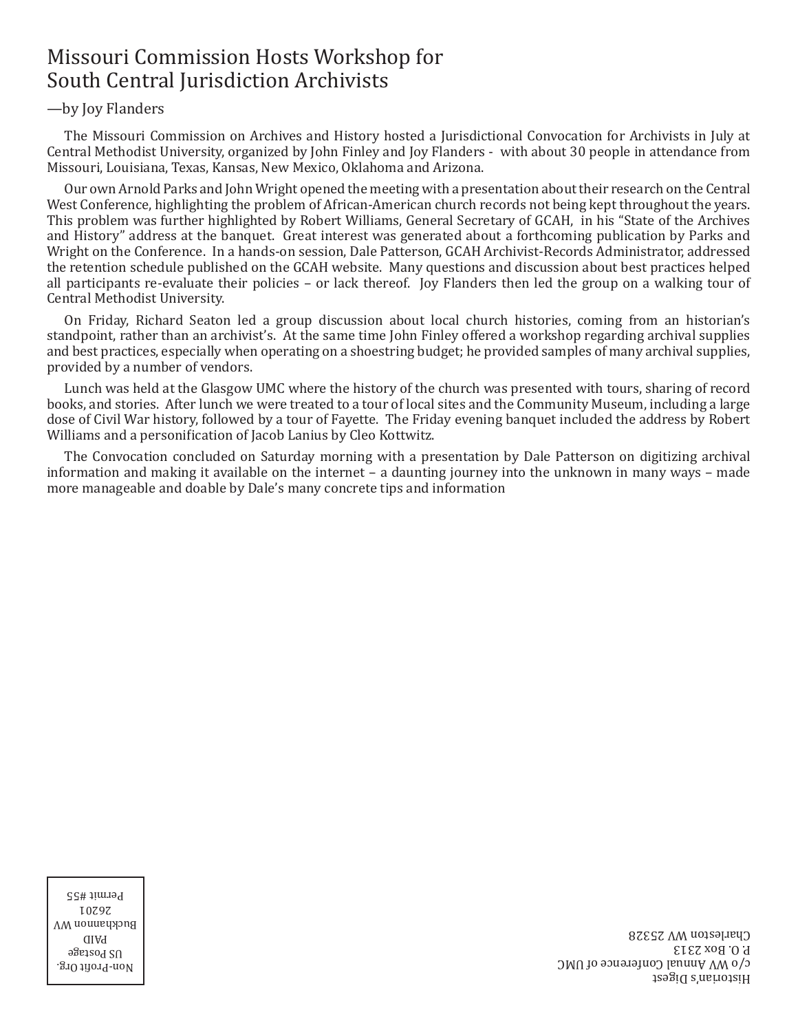# Missouri Commission Hosts Workshop for South Central Jurisdiction Archivists

—by Joy Flanders

The Missouri Commission on Archives and History hosted a Jurisdictional Convocation for Archivists in July at Central Methodist University, organized by John Finley and Joy Flanders - with about 30 people in attendance from Missouri, Louisiana, Texas, Kansas, New Mexico, Oklahoma and Arizona.

Our own Arnold Parks and John Wright opened the meeting with a presentation about their research on the Central West Conference, highlighting the problem of African-American church records not being kept throughout the years. This problem was further highlighted by Robert Williams, General Secretary of GCAH, in his "State of the Archives and History" address at the banquet. Great interest was generated about a forthcoming publication by Parks and Wright on the Conference. In a hands-on session, Dale Patterson, GCAH Archivist-Records Administrator, addressed the retention schedule published on the GCAH website. Many questions and discussion about best practices helped all participants re-evaluate their policies – or lack thereof. Joy Flanders then led the group on a walking tour of Central Methodist University.

On Friday, Richard Seaton led a group discussion about local church histories, coming from an historian's standpoint, rather than an archivist's. At the same time John Finley offered a workshop regarding archival supplies and best practices, especially when operating on a shoestring budget; he provided samples of many archival supplies, provided by a number of vendors.

Lunch was held at the Glasgow UMC where the history of the church was presented with tours, sharing of record books, and stories. After lunch we were treated to a tour of local sites and the Community Museum, including a large dose of Civil War history, followed by a tour of Fayette. The Friday evening banquet included the address by Robert Williams and a personification of Jacob Lanius by Cleo Kottwitz.

The Convocation concluded on Saturday morning with a presentation by Dale Patterson on digitizing archival information and making it available on the internet – a daunting journey into the unknown in many ways – made more manageable and doable by Dale's many concrete tips and information

Historian's Digest
c/o WV Annual Conference of UMC
P. O. Box 2313
Charleston WV 25328

Non-Profit Org.
US Postage
PAID
Buckhannon WV
26201
Permit #55